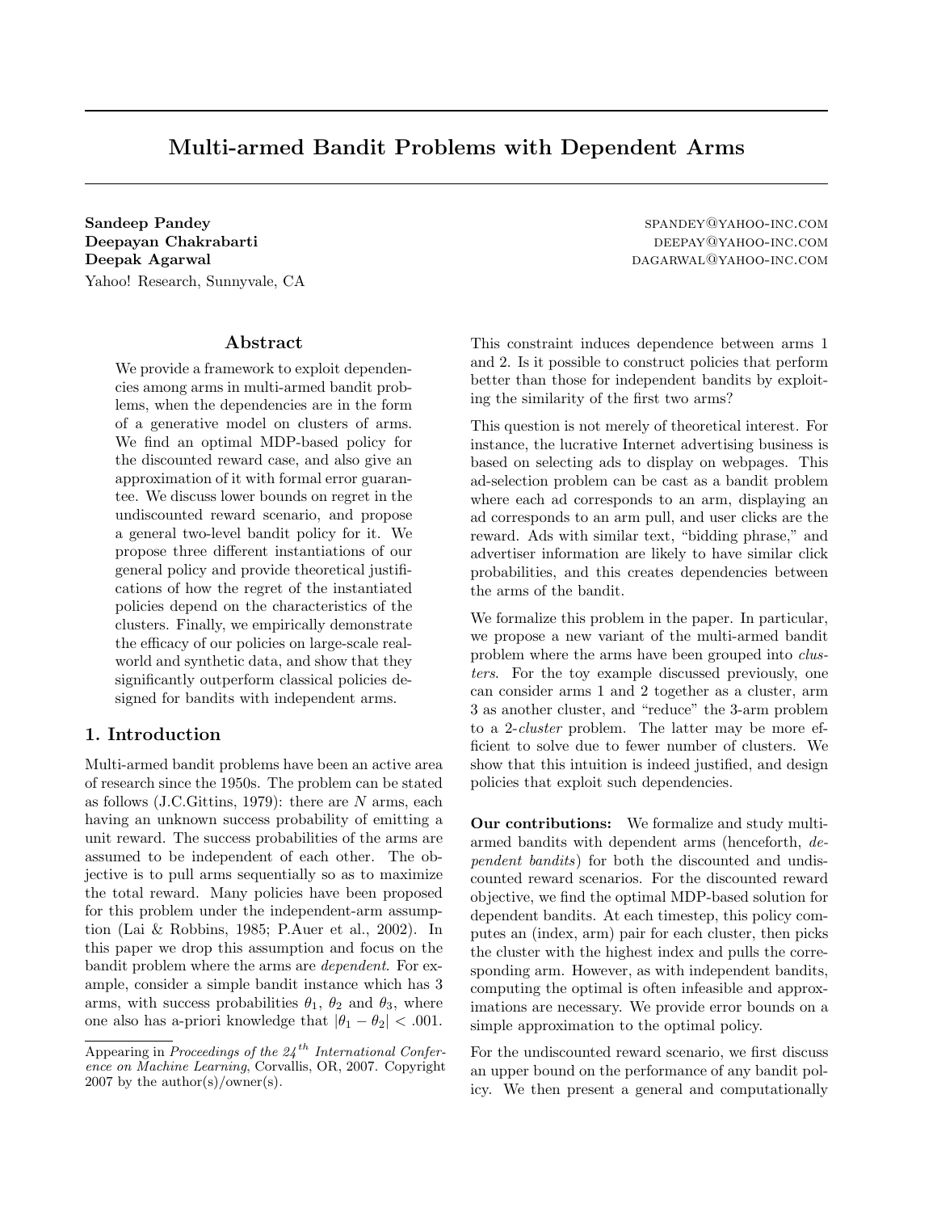# Multi-armed Bandit Problems with Dependent Arms

**Sandeep Pandey** SPANDEY@YAHOO-INC.COM
**Deepayan Chakrabarti** DEEPAY@YAHOO-INC.COM
**Deepak Agarwal** DAGARWAL@YAHOO-INC.COM
Yahoo! Research, Sunnyvale, CA

## Abstract

We provide a framework to exploit dependencies among arms in multi-armed bandit problems, when the dependencies are in the form of a generative model on clusters of arms. We find an optimal MDP-based policy for the discounted reward case, and also give an approximation of it with formal error guarantee. We discuss lower bounds on regret in the undiscounted reward scenario, and propose a general two-level bandit policy for it. We propose three different instantiations of our general policy and provide theoretical justifications of how the regret of the instantiated policies depend on the characteristics of the clusters. Finally, we empirically demonstrate the efficacy of our policies on large-scale real-world and synthetic data, and show that they significantly outperform classical policies designed for bandits with independent arms.

## 1. Introduction

Multi-armed bandit problems have been an active area of research since the 1950s. The problem can be stated as follows (J.C.Gittins, 1979): there are $N$ arms, each having an unknown success probability of emitting a unit reward. The success probabilities of the arms are assumed to be independent of each other. The objective is to pull arms sequentially so as to maximize the total reward. Many policies have been proposed for this problem under the independent-arm assumption (Lai & Robbins, 1985; P.Auer et al., 2002). In this paper we drop this assumption and focus on the bandit problem where the arms are *dependent*. For example, consider a simple bandit instance which has 3 arms, with success probabilities $\theta_1$, $\theta_2$ and $\theta_3$, where one also has a-priori knowledge that $|\theta_1 - \theta_2| < .001$. This constraint induces dependence between arms 1 and 2. Is it possible to construct policies that perform better than those for independent bandits by exploiting the similarity of the first two arms?

This question is not merely of theoretical interest. For instance, the lucrative Internet advertising business is based on selecting ads to display on webpages. This ad-selection problem can be cast as a bandit problem where each ad corresponds to an arm, displaying an ad corresponds to an arm pull, and user clicks are the reward. Ads with similar text, "bidding phrase," and advertiser information are likely to have similar click probabilities, and this creates dependencies between the arms of the bandit.

We formalize this problem in the paper. In particular, we propose a new variant of the multi-armed bandit problem where the arms have been grouped into *clusters*. For the toy example discussed previously, one can consider arms 1 and 2 together as a cluster, arm 3 as another cluster, and "reduce" the 3-arm problem to a 2-*cluster* problem. The latter may be more efficient to solve due to fewer number of clusters. We show that this intuition is indeed justified, and design policies that exploit such dependencies.

**Our contributions:** We formalize and study multi-armed bandits with dependent arms (henceforth, *dependent bandits*) for both the discounted and undiscounted reward scenarios. For the discounted reward objective, we find the optimal MDP-based solution for dependent bandits. At each timestep, this policy computes an (index, arm) pair for each cluster, then picks the cluster with the highest index and pulls the corresponding arm. However, as with independent bandits, computing the optimal is often infeasible and approximations are necessary. We provide error bounds on a simple approximation to the optimal policy.

For the undiscounted reward scenario, we first discuss an upper bound on the performance of any bandit policy. We then present a general and computationally

Appearing in *Proceedings of the 24*[th] *International Conference on Machine Learning*, Corvallis, OR, 2007. Copyright 2007 by the author(s)/owner(s).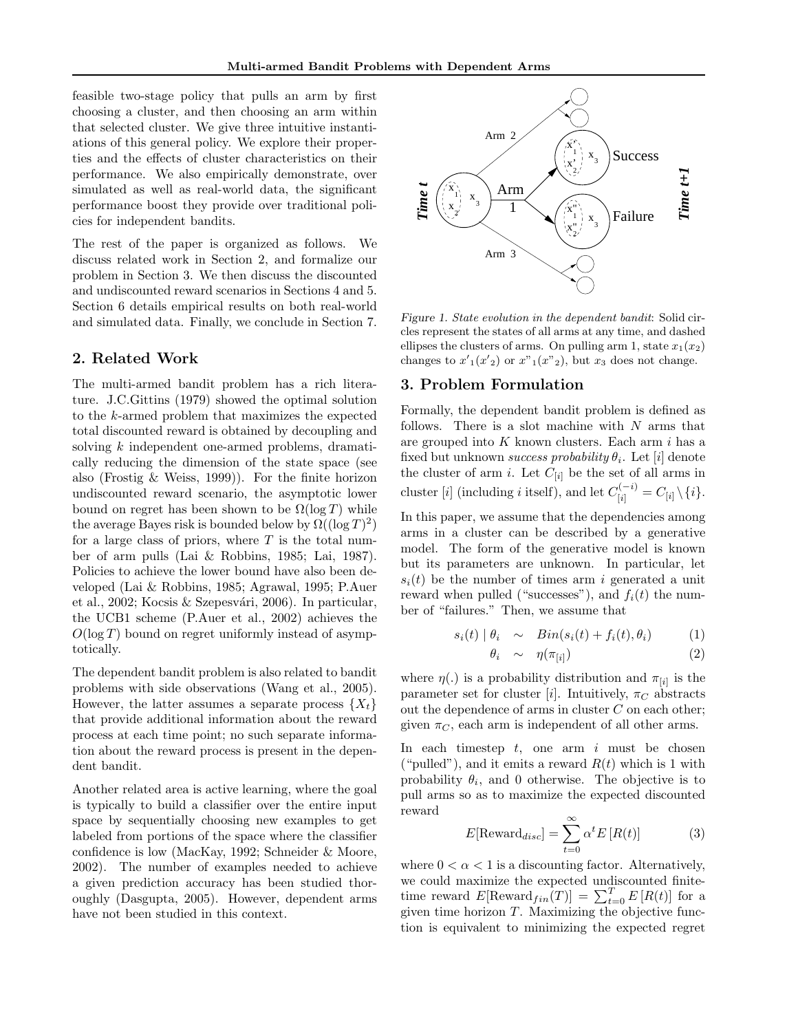feasible two-stage policy that pulls an arm by first choosing a cluster, and then choosing an arm within that selected cluster. We give three intuitive instantiations of this general policy. We explore their properties and the effects of cluster characteristics on their performance. We also empirically demonstrate, over simulated as well as real-world data, the significant performance boost they provide over traditional policies for independent bandits.

The rest of the paper is organized as follows. We discuss related work in Section 2, and formalize our problem in Section 3. We then discuss the discounted and undiscounted reward scenarios in Sections 4 and 5. Section 6 details empirical results on both real-world and simulated data. Finally, we conclude in Section 7.

## 2. Related Work

The multi-armed bandit problem has a rich literature. J.C.Gittins (1979) showed the optimal solution to the $k$-armed problem that maximizes the expected total discounted reward is obtained by decoupling and solving $k$ independent one-armed problems, dramatically reducing the dimension of the state space (see also (Frostig & Weiss, 1999)). For the finite horizon undiscounted reward scenario, the asymptotic lower bound on regret has been shown to be $\Omega(\log T)$ while the average Bayes risk is bounded below by $\Omega((\log T)^2)$ for a large class of priors, where $T$ is the total number of arm pulls (Lai & Robbins, 1985; Lai, 1987). Policies to achieve the lower bound have also been developed (Lai & Robbins, 1985; Agrawal, 1995; P.Auer et al., 2002; Kocsis & Szepesvári, 2006). In particular, the UCB1 scheme (P.Auer et al., 2002) achieves the $O(\log T)$ bound on regret uniformly instead of asymptotically.

The dependent bandit problem is also related to bandit problems with side observations (Wang et al., 2005). However, the latter assumes a separate process $\{X_t\}$ that provide additional information about the reward process at each time point; no such separate information about the reward process is present in the dependent bandit.

Another related area is active learning, where the goal is typically to build a classifier over the entire input space by sequentially choosing new examples to get labeled from portions of the space where the classifier confidence is low (MacKay, 1992; Schneider & Moore, 2002). The number of examples needed to achieve a given prediction accuracy has been studied thoroughly (Dasgupta, 2005). However, dependent arms have not been studied in this context.

*Figure 1. State evolution in the dependent bandit*: Solid circles represent the states of all arms at any time, and dashed ellipses the clusters of arms. On pulling arm 1, state $x_1(x_2)$ changes to $x'_1(x'_2)$ or $x"_1(x"_2)$, but $x_3$ does not change.

## 3. Problem Formulation

Formally, the dependent bandit problem is defined as follows. There is a slot machine with $N$ arms that are grouped into $K$ known clusters. Each arm $i$ has a fixed but unknown *success probability* $\theta_i$. Let $[i]$ denote the cluster of arm $i$. Let $C_{[i]}$ be the set of all arms in cluster $[i]$ (including $i$ itself), and let $C_{[i]}^{(-i)} = C_{[i]} \setminus \{i\}$.

In this paper, we assume that the dependencies among arms in a cluster can be described by a generative model. The form of the generative model is known but its parameters are unknown. In particular, let $s_i(t)$ be the number of times arm $i$ generated a unit reward when pulled ("successes"), and $f_i(t)$ the number of "failures." Then, we assume that

$$s_i(t) \mid \theta_i \quad \sim \quad Bin(s_i(t) + f_i(t), \theta_i) \qquad (1)$$

$$\theta_i \quad \sim \quad \eta(\pi_{[i]}) \qquad (2)$$

where $\eta(.)$ is a probability distribution and $\pi_{[i]}$ is the parameter set for cluster $[i]$. Intuitively, $\pi_C$ abstracts out the dependence of arms in cluster $C$ on each other; given $\pi_C$, each arm is independent of all other arms.

In each timestep $t$, one arm $i$ must be chosen ("pulled"), and it emits a reward $R(t)$ which is 1 with probability $\theta_i$, and 0 otherwise. The objective is to pull arms so as to maximize the expected discounted reward

$$E[\text{Reward}_{disc}] = \sum_{t=0}^{\infty} \alpha^t E\left[R(t)\right] \qquad (3)$$

where $0 < \alpha < 1$ is a discounting factor. Alternatively, we could maximize the expected undiscounted finite-time reward $E[\text{Reward}_{fin}(T)] = \sum_{t=0}^{T} E\left[R(t)\right]$ for a given time horizon $T$. Maximizing the objective function is equivalent to minimizing the expected regret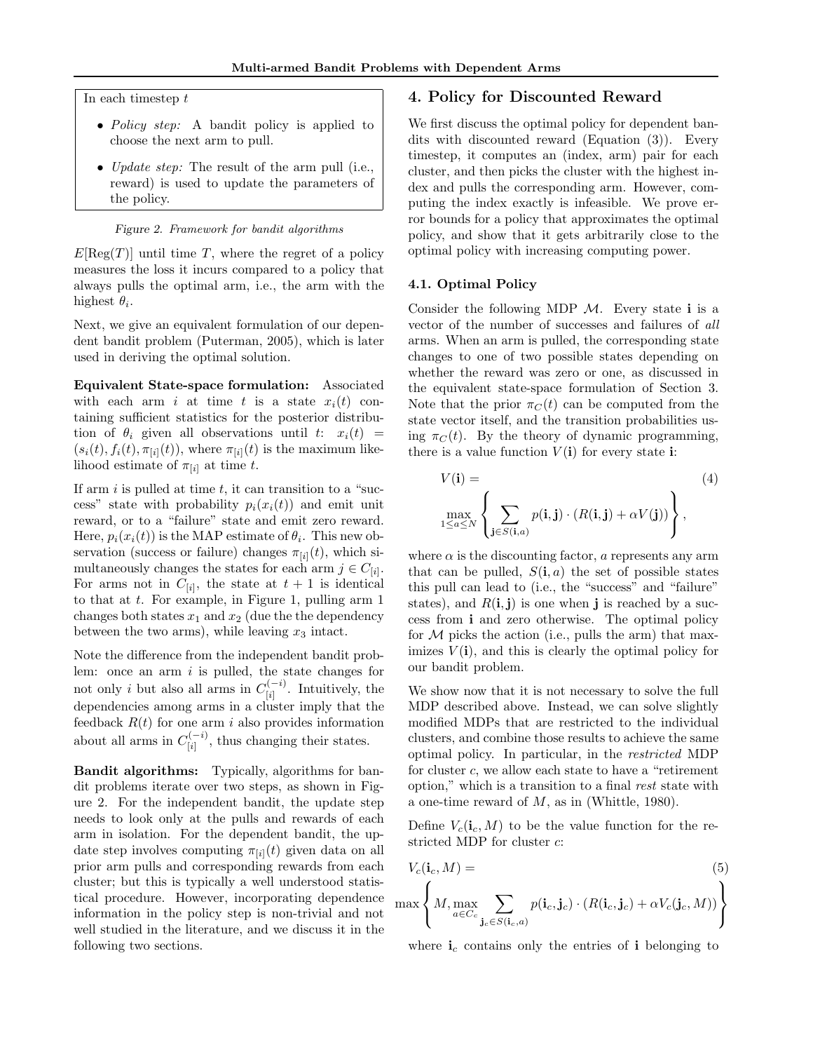In each timestep $t$

- *Policy step:* A bandit policy is applied to choose the next arm to pull.
- *Update step:* The result of the arm pull (i.e., reward) is used to update the parameters of the policy.

*Figure 2. Framework for bandit algorithms*

$E[\text{Reg}(T)]$ until time $T$, where the regret of a policy measures the loss it incurs compared to a policy that always pulls the optimal arm, i.e., the arm with the highest $\theta_i$.

Next, we give an equivalent formulation of our dependent bandit problem (Puterman, 2005), which is later used in deriving the optimal solution.

**Equivalent State-space formulation:** Associated with each arm $i$ at time $t$ is a state $x_i(t)$ containing sufficient statistics for the posterior distribution of $\theta_i$ given all observations until $t$: $x_i(t) = (s_i(t), f_i(t), \pi_{[i]}(t))$, where $\pi_{[i]}(t)$ is the maximum likelihood estimate of $\pi_{[i]}$ at time $t$.

If arm $i$ is pulled at time $t$, it can transition to a "success" state with probability $p_i(x_i(t))$ and emit unit reward, or to a "failure" state and emit zero reward. Here, $p_i(x_i(t))$ is the MAP estimate of $\theta_i$. This new observation (success or failure) changes $\pi_{[i]}(t)$, which simultaneously changes the states for each arm $j \in C_{[i]}$. For arms not in $C_{[i]}$, the state at $t+1$ is identical to that at $t$. For example, in Figure 1, pulling arm 1 changes both states $x_1$ and $x_2$ (due the the dependency between the two arms), while leaving $x_3$ intact.

Note the difference from the independent bandit problem: once an arm $i$ is pulled, the state changes for not only $i$ but also all arms in $C_{[i]}^{(-i)}$. Intuitively, the dependencies among arms in a cluster imply that the feedback $R(t)$ for one arm $i$ also provides information about all arms in $C_{[i]}^{(-i)}$, thus changing their states.

**Bandit algorithms:** Typically, algorithms for bandit problems iterate over two steps, as shown in Figure 2. For the independent bandit, the update step needs to look only at the pulls and rewards of each arm in isolation. For the dependent bandit, the update step involves computing $\pi_{[i]}(t)$ given data on all prior arm pulls and corresponding rewards from each cluster; but this is typically a well understood statistical procedure. However, incorporating dependence information in the policy step is non-trivial and not well studied in the literature, and we discuss it in the following two sections.

# 4. Policy for Discounted Reward

We first discuss the optimal policy for dependent bandits with discounted reward (Equation (3)). Every timestep, it computes an (index, arm) pair for each cluster, and then picks the cluster with the highest index and pulls the corresponding arm. However, computing the index exactly is infeasible. We prove error bounds for a policy that approximates the optimal policy, and show that it gets arbitrarily close to the optimal policy with increasing computing power.

## 4.1. Optimal Policy

Consider the following MDP $\mathcal{M}$. Every state $\mathbf{i}$ is a vector of the number of successes and failures of *all* arms. When an arm is pulled, the corresponding state changes to one of two possible states depending on whether the reward was zero or one, as discussed in the equivalent state-space formulation of Section 3. Note that the prior $\pi_C(t)$ can be computed from the state vector itself, and the transition probabilities using $\pi_C(t)$. By the theory of dynamic programming, there is a value function $V(\mathbf{i})$ for every state $\mathbf{i}$:

$$V(\mathbf{i}) = \max_{1 \le a \le N} \left\{ \sum_{\mathbf{j} \in S(\mathbf{i},a)} p(\mathbf{i},\mathbf{j}) \cdot (R(\mathbf{i},\mathbf{j}) + \alpha V(\mathbf{j})) \right\}, \tag{4}$$

where $\alpha$ is the discounting factor, $a$ represents any arm that can be pulled, $S(\mathbf{i}, a)$ the set of possible states this pull can lead to (i.e., the "success" and "failure" states), and $R(\mathbf{i},\mathbf{j})$ is one when $\mathbf{j}$ is reached by a success from $\mathbf{i}$ and zero otherwise. The optimal policy for $\mathcal{M}$ picks the action (i.e., pulls the arm) that maximizes $V(\mathbf{i})$, and this is clearly the optimal policy for our bandit problem.

We show now that it is not necessary to solve the full MDP described above. Instead, we can solve slightly modified MDPs that are restricted to the individual clusters, and combine those results to achieve the same optimal policy. In particular, in the *restricted* MDP for cluster $c$, we allow each state to have a "retirement option," which is a transition to a final *rest* state with a one-time reward of $M$, as in (Whittle, 1980).

Define $V_c(\mathbf{i}_c, M)$ to be the value function for the restricted MDP for cluster $c$:

$$V_c(\mathbf{i}_c, M) = \max \left\{ M, \max_{a \in C_c} \sum_{\mathbf{j}_c \in S(\mathbf{i}_c,a)} p(\mathbf{i}_c,\mathbf{j}_c) \cdot (R(\mathbf{i}_c,\mathbf{j}_c) + \alpha V_c(\mathbf{j}_c, M)) \right\} \tag{5}$$

where $\mathbf{i}_c$ contains only the entries of $\mathbf{i}$ belonging to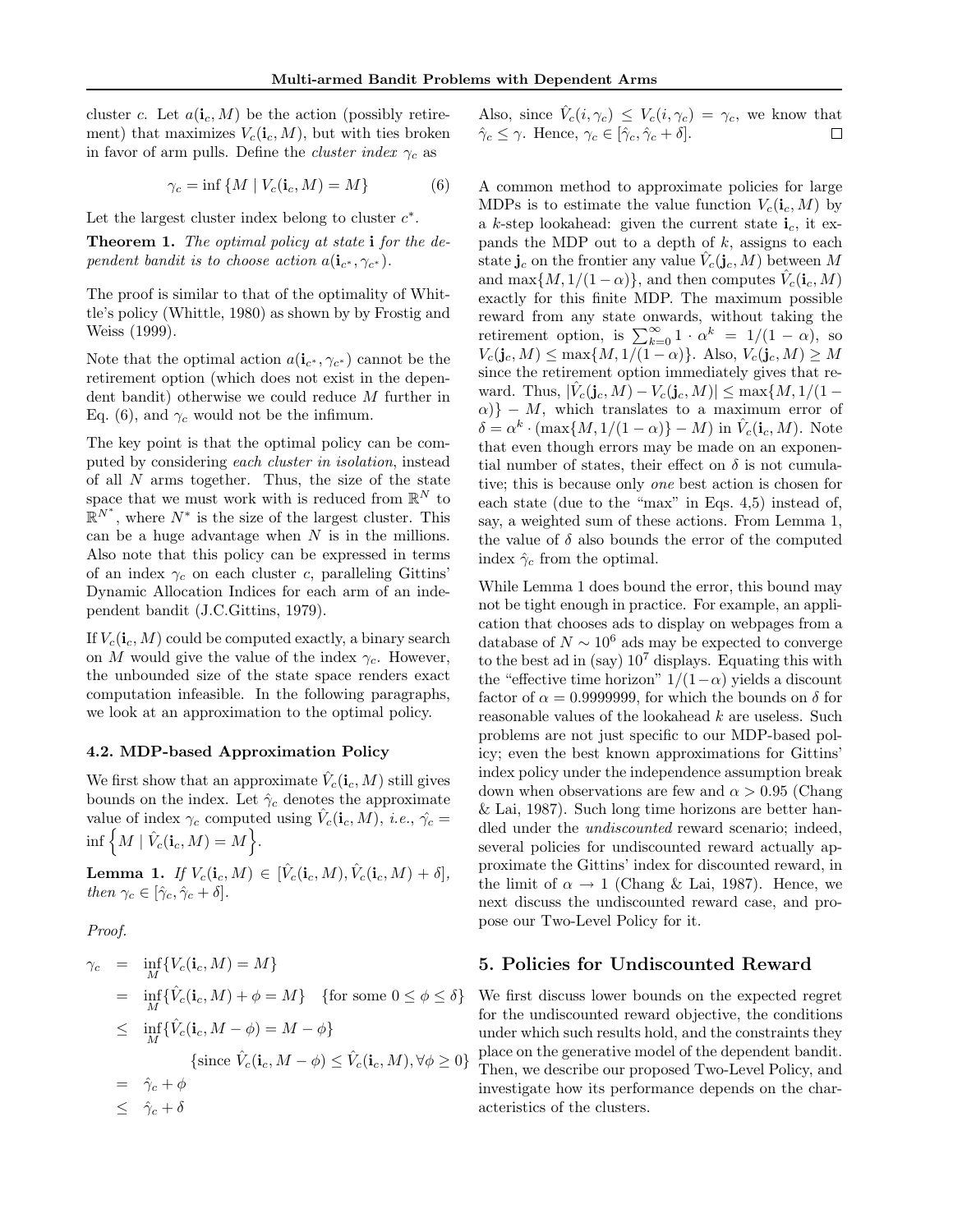cluster $c$. Let $a(\mathbf{i}_c, M)$ be the action (possibly retirement) that maximizes $V_c(\mathbf{i}_c, M)$, but with ties broken in favor of arm pulls. Define the *cluster index* $\gamma_c$ as

$$\gamma_c = \inf \{M \mid V_c(\mathbf{i}_c, M) = M\} \tag{6}$$

Let the largest cluster index belong to cluster $c^*$.

**Theorem 1.** *The optimal policy at state* $\mathbf{i}$ *for the dependent bandit is to choose action* $a(\mathbf{i}_{c^*}, \gamma_{c^*})$.

The proof is similar to that of the optimality of Whittle's policy (Whittle, 1980) as shown by by Frostig and Weiss (1999).

Note that the optimal action $a(\mathbf{i}_{c^*}, \gamma_{c^*})$ cannot be the retirement option (which does not exist in the dependent bandit) otherwise we could reduce $M$ further in Eq. (6), and $\gamma_c$ would not be the infimum.

The key point is that the optimal policy can be computed by considering *each cluster in isolation*, instead of all $N$ arms together. Thus, the size of the state space that we must work with is reduced from $\mathbb{R}^N$ to $\mathbb{R}^{N^*}$, where $N^*$ is the size of the largest cluster. This can be a huge advantage when $N$ is in the millions. Also note that this policy can be expressed in terms of an index $\gamma_c$ on each cluster $c$, paralleling Gittins' Dynamic Allocation Indices for each arm of an independent bandit (J.C.Gittins, 1979).

If $V_c(\mathbf{i}_c, M)$ could be computed exactly, a binary search on $M$ would give the value of the index $\gamma_c$. However, the unbounded size of the state space renders exact computation infeasible. In the following paragraphs, we look at an approximation to the optimal policy.

### 4.2. MDP-based Approximation Policy

We first show that an approximate $\hat{V}_c(\mathbf{i}_c, M)$ still gives bounds on the index. Let $\hat{\gamma}_c$ denotes the approximate value of index $\gamma_c$ computed using $\hat{V}_c(\mathbf{i}_c, M)$, *i.e.*, $\hat{\gamma}_c = \inf \left\{M \mid \hat{V}_c(\mathbf{i}_c, M) = M\right\}$.

**Lemma 1.** *If* $V_c(\mathbf{i}_c, M) \in [\hat{V}_c(\mathbf{i}_c, M), \hat{V}_c(\mathbf{i}_c, M) + \delta]$, *then* $\gamma_c \in [\hat{\gamma}_c, \hat{\gamma}_c + \delta]$.

*Proof.*

$$\begin{aligned}
\gamma_c &= \inf_M \{V_c(\mathbf{i}_c, M) = M\} \\
&= \inf_M \{\hat{V}_c(\mathbf{i}_c, M) + \phi = M\} \quad \{\text{for some } 0 \leq \phi \leq \delta\} \\
&\leq \inf_M \{\hat{V}_c(\mathbf{i}_c, M - \phi) = M - \phi\} \\
&\qquad \{\text{since } \hat{V}_c(\mathbf{i}_c, M - \phi) \leq \hat{V}_c(\mathbf{i}_c, M), \forall \phi \geq 0\} \\
&= \hat{\gamma}_c + \phi \\
&\leq \hat{\gamma}_c + \delta
\end{aligned}$$

Also, since $\hat{V}_c(i, \gamma_c) \leq V_c(i, \gamma_c) = \gamma_c$, we know that $\hat{\gamma}_c \leq \gamma$. Hence, $\gamma_c \in [\hat{\gamma}_c, \hat{\gamma}_c + \delta]$. □

A common method to approximate policies for large MDPs is to estimate the value function $V_c(\mathbf{i}_c, M)$ by a $k$-step lookahead: given the current state $\mathbf{i}_c$, it expands the MDP out to a depth of $k$, assigns to each state $\mathbf{j}_c$ on the frontier any value $\hat{V}_c(\mathbf{j}_c, M)$ between $M$ and $\max\{M, 1/(1-\alpha)\}$, and then computes $\hat{V}_c(\mathbf{i}_c, M)$ exactly for this finite MDP. The maximum possible reward from any state onwards, without taking the retirement option, is $\sum_{k=0}^{\infty} 1 \cdot \alpha^k = 1/(1-\alpha)$, so $V_c(\mathbf{j}_c, M) \leq \max\{M, 1/(1-\alpha)\}$. Also, $V_c(\mathbf{j}_c, M) \geq M$ since the retirement option immediately gives that reward. Thus, $|\hat{V}_c(\mathbf{j}_c, M) - V_c(\mathbf{j}_c, M)| \leq \max\{M, 1/(1-\alpha)\} - M$, which translates to a maximum error of $\delta = \alpha^k \cdot (\max\{M, 1/(1-\alpha)\} - M)$ in $\hat{V}_c(\mathbf{i}_c, M)$. Note that even though errors may be made on an exponential number of states, their effect on $\delta$ is not cumulative; this is because only *one* best action is chosen for each state (due to the "max" in Eqs. 4,5) instead of, say, a weighted sum of these actions. From Lemma 1, the value of $\delta$ also bounds the error of the computed index $\hat{\gamma}_c$ from the optimal.

While Lemma 1 does bound the error, this bound may not be tight enough in practice. For example, an application that chooses ads to display on webpages from a database of $N \sim 10^6$ ads may be expected to converge to the best ad in (say) $10^7$ displays. Equating this with the "effective time horizon" $1/(1-\alpha)$ yields a discount factor of $\alpha = 0.9999999$, for which the bounds on $\delta$ for reasonable values of the lookahead $k$ are useless. Such problems are not just specific to our MDP-based policy; even the best known approximations for Gittins' index policy under the independence assumption break down when observations are few and $\alpha > 0.95$ (Chang & Lai, 1987). Such long time horizons are better handled under the *undiscounted* reward scenario; indeed, several policies for undiscounted reward actually approximate the Gittins' index for discounted reward, in the limit of $\alpha \to 1$ (Chang & Lai, 1987). Hence, we next discuss the undiscounted reward case, and propose our Two-Level Policy for it.

## 5. Policies for Undiscounted Reward

We first discuss lower bounds on the expected regret for the undiscounted reward objective, the conditions under which such results hold, and the constraints they place on the generative model of the dependent bandit. Then, we describe our proposed Two-Level Policy, and investigate how its performance depends on the characteristics of the clusters.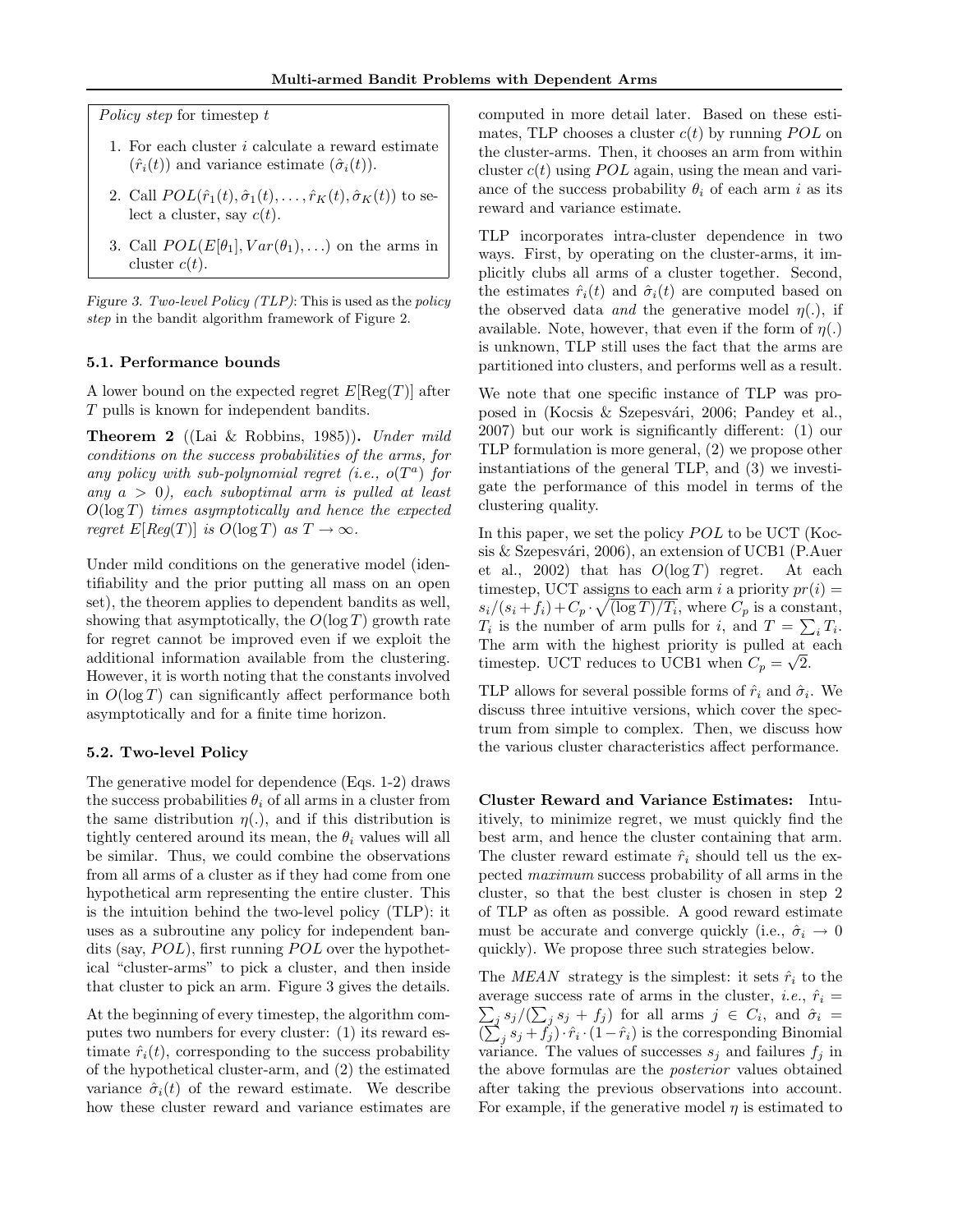*Policy step* for timestep $t$

1. For each cluster $i$ calculate a reward estimate ($\hat{r}_i(t)$) and variance estimate ($\hat{\sigma}_i(t)$).
2. Call $POL(\hat{r}_1(t), \hat{\sigma}_1(t), \ldots, \hat{r}_K(t), \hat{\sigma}_K(t))$ to select a cluster, say $c(t)$.
3. Call $POL(E[\theta_1], Var(\theta_1), \ldots)$ on the arms in cluster $c(t)$.

*Figure 3. Two-level Policy (TLP)*: This is used as the *policy step* in the bandit algorithm framework of Figure 2.

### 5.1. Performance bounds

A lower bound on the expected regret $E[\text{Reg}(T)]$ after $T$ pulls is known for independent bandits.

**Theorem 2** ((Lai & Robbins, 1985)). *Under mild conditions on the success probabilities of the arms, for any policy with sub-polynomial regret (i.e., $o(T^a)$ for any $a > 0$), each suboptimal arm is pulled at least $O(\log T)$ times asymptotically and hence the expected regret $E[Reg(T)]$ is $O(\log T)$ as $T \to \infty$.*

Under mild conditions on the generative model (identifiability and the prior putting all mass on an open set), the theorem applies to dependent bandits as well, showing that asymptotically, the $O(\log T)$ growth rate for regret cannot be improved even if we exploit the additional information available from the clustering. However, it is worth noting that the constants involved in $O(\log T)$ can significantly affect performance both asymptotically and for a finite time horizon.

### 5.2. Two-level Policy

The generative model for dependence (Eqs. 1-2) draws the success probabilities $\theta_i$ of all arms in a cluster from the same distribution $\eta(.)$, and if this distribution is tightly centered around its mean, the $\theta_i$ values will all be similar. Thus, we could combine the observations from all arms of a cluster as if they had come from one hypothetical arm representing the entire cluster. This is the intuition behind the two-level policy (TLP): it uses as a subroutine any policy for independent bandits (say, $POL$), first running $POL$ over the hypothetical "cluster-arms" to pick a cluster, and then inside that cluster to pick an arm. Figure 3 gives the details.

At the beginning of every timestep, the algorithm computes two numbers for every cluster: (1) its reward estimate $\hat{r}_i(t)$, corresponding to the success probability of the hypothetical cluster-arm, and (2) the estimated variance $\hat{\sigma}_i(t)$ of the reward estimate. We describe how these cluster reward and variance estimates are computed in more detail later. Based on these estimates, TLP chooses a cluster $c(t)$ by running $POL$ on the cluster-arms. Then, it chooses an arm from within cluster $c(t)$ using $POL$ again, using the mean and variance of the success probability $\theta_i$ of each arm $i$ as its reward and variance estimate.

TLP incorporates intra-cluster dependence in two ways. First, by operating on the cluster-arms, it implicitly clubs all arms of a cluster together. Second, the estimates $\hat{r}_i(t)$ and $\hat{\sigma}_i(t)$ are computed based on the observed data *and* the generative model $\eta(.)$, if available. Note, however, that even if the form of $\eta(.)$ is unknown, TLP still uses the fact that the arms are partitioned into clusters, and performs well as a result.

We note that one specific instance of TLP was proposed in (Kocsis & Szepesvári, 2006; Pandey et al., 2007) but our work is significantly different: (1) our TLP formulation is more general, (2) we propose other instantiations of the general TLP, and (3) we investigate the performance of this model in terms of the clustering quality.

In this paper, we set the policy $POL$ to be UCT (Kocsis & Szepesvári, 2006), an extension of UCB1 (P.Auer et al., 2002) that has $O(\log T)$ regret. At each timestep, UCT assigns to each arm $i$ a priority $pr(i) = s_i/(s_i+f_i) + C_p \cdot \sqrt{(\log T)/T_i}$, where $C_p$ is a constant, $T_i$ is the number of arm pulls for $i$, and $T = \sum_i T_i$. The arm with the highest priority is pulled at each timestep. UCT reduces to UCB1 when $C_p = \sqrt{2}$.

TLP allows for several possible forms of $\hat{r}_i$ and $\hat{\sigma}_i$. We discuss three intuitive versions, which cover the spectrum from simple to complex. Then, we discuss how the various cluster characteristics affect performance.

**Cluster Reward and Variance Estimates:** Intuitively, to minimize regret, we must quickly find the best arm, and hence the cluster containing that arm. The cluster reward estimate $\hat{r}_i$ should tell us the expected *maximum* success probability of all arms in the cluster, so that the best cluster is chosen in step 2 of TLP as often as possible. A good reward estimate must be accurate and converge quickly (i.e., $\hat{\sigma}_i \to 0$ quickly). We propose three such strategies below.

The *MEAN* strategy is the simplest: it sets $\hat{r}_i$ to the average success rate of arms in the cluster, *i.e.*, $\hat{r}_i = \sum_j s_j / (\sum_j s_j + f_j)$ for all arms $j \in C_i$, and $\hat{\sigma}_i = (\sum_j s_j + f_j) \cdot \hat{r}_i \cdot (1 - \hat{r}_i)$ is the corresponding Binomial variance. The values of successes $s_j$ and failures $f_j$ in the above formulas are the *posterior* values obtained after taking the previous observations into account. For example, if the generative model $\eta$ is estimated to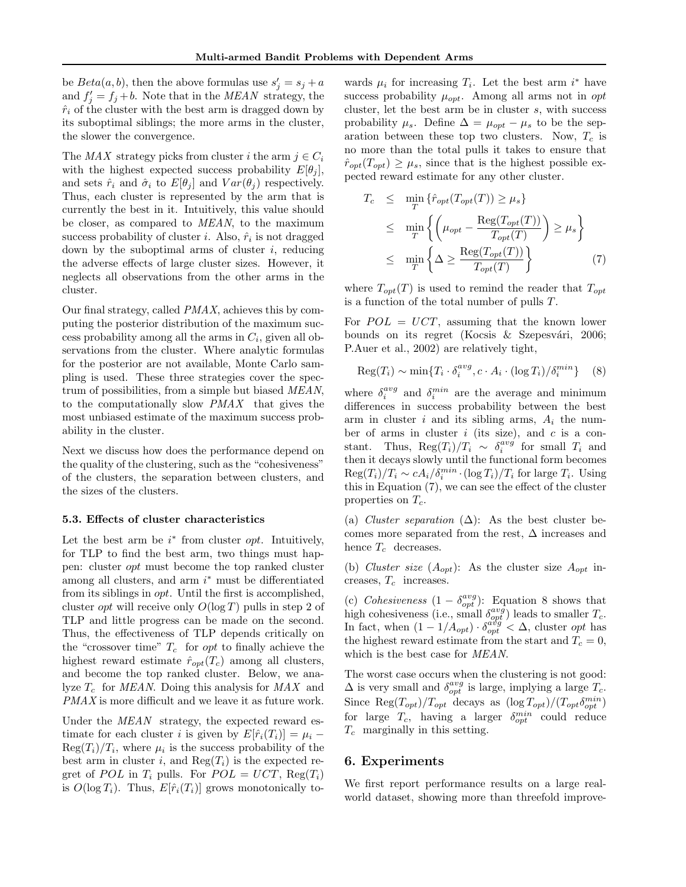be $Beta(a, b)$, then the above formulas use $s'_j = s_j + a$ and $f'_j = f_j + b$. Note that in the *MEAN* strategy, the $\hat{r}_i$ of the cluster with the best arm is dragged down by its suboptimal siblings; the more arms in the cluster, the slower the convergence.

The *MAX* strategy picks from cluster $i$ the arm $j \in C_i$ with the highest expected success probability $E[\theta_j]$, and sets $\hat{r}_i$ and $\hat{\sigma}_i$ to $E[\theta_j]$ and $Var(\theta_j)$ respectively. Thus, each cluster is represented by the arm that is currently the best in it. Intuitively, this value should be closer, as compared to *MEAN*, to the maximum success probability of cluster $i$. Also, $\hat{r}_i$ is not dragged down by the suboptimal arms of cluster $i$, reducing the adverse effects of large cluster sizes. However, it neglects all observations from the other arms in the cluster.

Our final strategy, called *PMAX*, achieves this by computing the posterior distribution of the maximum success probability among all the arms in $C_i$, given all observations from the cluster. Where analytic formulas for the posterior are not available, Monte Carlo sampling is used. These three strategies cover the spectrum of possibilities, from a simple but biased *MEAN*, to the computationally slow *PMAX* that gives the most unbiased estimate of the maximum success probability in the cluster.

Next we discuss how does the performance depend on the quality of the clustering, such as the "cohesiveness" of the clusters, the separation between clusters, and the sizes of the clusters.

### 5.3. Effects of cluster characteristics

Let the best arm be $i^*$ from cluster *opt*. Intuitively, for TLP to find the best arm, two things must happen: cluster *opt* must become the top ranked cluster among all clusters, and arm $i^*$ must be differentiated from its siblings in *opt*. Until the first is accomplished, cluster *opt* will receive only $O(\log T)$ pulls in step 2 of TLP and little progress can be made on the second. Thus, the effectiveness of TLP depends critically on the "crossover time" $T_c$ for *opt* to finally achieve the highest reward estimate $\hat{r}_{opt}(T_c)$ among all clusters, and become the top ranked cluster. Below, we analyze $T_c$ for *MEAN*. Doing this analysis for *MAX* and *PMAX* is more difficult and we leave it as future work.

Under the *MEAN* strategy, the expected reward estimate for each cluster $i$ is given by $E[\hat{r}_i(T_i)] = \mu_i - \text{Reg}(T_i)/T_i$, where $\mu_i$ is the success probability of the best arm in cluster $i$, and $\text{Reg}(T_i)$ is the expected regret of $POL$ in $T_i$ pulls. For $POL = UCT$, $\text{Reg}(T_i)$ is $O(\log T_i)$. Thus, $E[\hat{r}_i(T_i)]$ grows monotonically towards $\mu_i$ for increasing $T_i$. Let the best arm $i^*$ have success probability $\mu_{opt}$. Among all arms not in *opt* cluster, let the best arm be in cluster $s$, with success probability $\mu_s$. Define $\Delta = \mu_{opt} - \mu_s$ to be the separation between these top two clusters. Now, $T_c$ is no more than the total pulls it takes to ensure that $\hat{r}_{opt}(T_{opt}) \geq \mu_s$, since that is the highest possible expected reward estimate for any other cluster.

$$
\begin{aligned}
T_c &\leq \min_T \{\hat{r}_{opt}(T_{opt}(T)) \geq \mu_s\} \\
&\leq \min_T \left\{ \left( \mu_{opt} - \frac{\text{Reg}(T_{opt}(T))}{T_{opt}(T)} \right) \geq \mu_s \right\} \\
&\leq \min_T \left\{ \Delta \geq \frac{\text{Reg}(T_{opt}(T))}{T_{opt}(T)} \right\} \qquad (7)
\end{aligned}
$$

where $T_{opt}(T)$ is used to remind the reader that $T_{opt}$ is a function of the total number of pulls $T$.

For $POL = UCT$, assuming that the known lower bounds on their regret (Kocsis & Szepesvári, 2006; P.Auer et al., 2002) are relatively tight,

$$
\text{Reg}(T_i) \sim \min\{T_i \cdot \delta_i^{avg}, c \cdot A_i \cdot (\log T_i)/\delta_i^{min}\} \qquad (8)
$$

where $\delta_i^{avg}$ and $\delta_i^{min}$ are the average and minimum differences in success probability between the best arm in cluster $i$ and its sibling arms, $A_i$ the number of arms in cluster $i$ (its size), and $c$ is a constant. Thus, $\text{Reg}(T_i)/T_i \sim \delta_i^{avg}$ for small $T_i$ and then it decays slowly until the functional form becomes $\text{Reg}(T_i)/T_i \sim cA_i/\delta_i^{min} \cdot (\log T_i)/T_i$ for large $T_i$. Using this in Equation (7), we can see the effect of the cluster properties on $T_c$.

(a) *Cluster separation* ($\Delta$): As the best cluster becomes more separated from the rest, $\Delta$ increases and hence $T_c$ decreases.

(b) *Cluster size* ($A_{opt}$): As the cluster size $A_{opt}$ increases, $T_c$ increases.

(c) *Cohesiveness* ($1 - \delta_{opt}^{avg}$): Equation 8 shows that high cohesiveness (i.e., small $\delta_{opt}^{avg}$) leads to smaller $T_c$. In fact, when $(1 - 1/A_{opt}) \cdot \delta_{opt}^{avg} < \Delta$, cluster *opt* has the highest reward estimate from the start and $T_c = 0$, which is the best case for *MEAN*.

The worst case occurs when the clustering is not good: $\Delta$ is very small and $\delta_{opt}^{avg}$ is large, implying a large $T_c$. Since $\text{Reg}(T_{opt})/T_{opt}$ decays as $(\log T_{opt})/(T_{opt}\delta_{opt}^{min})$ for large $T_c$, having a larger $\delta_{opt}^{min}$ could reduce $T_c$ marginally in this setting.

## 6. Experiments

We first report performance results on a large real-world dataset, showing more than threefold improve-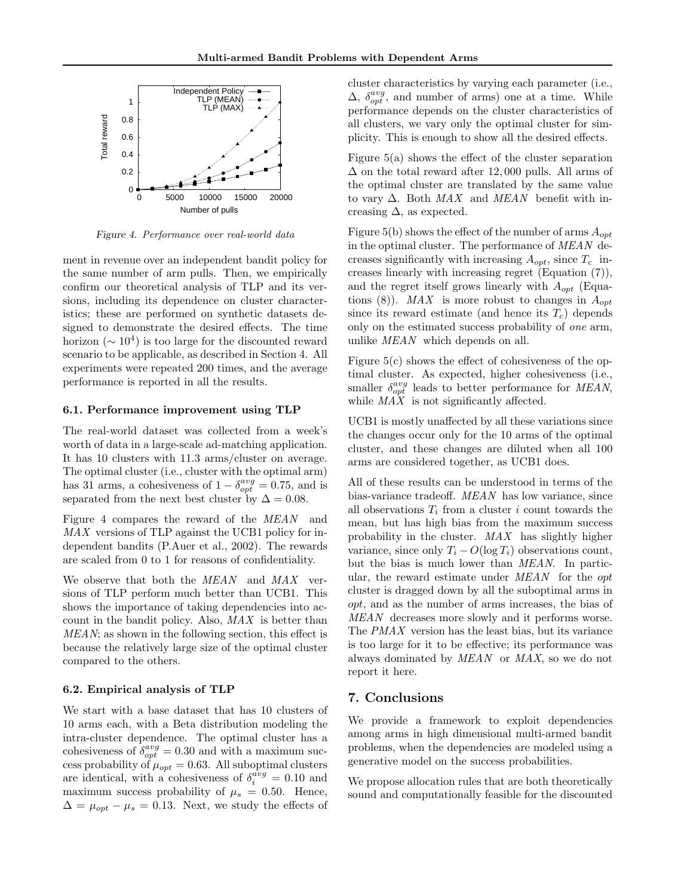Figure 4. Performance over real-world data

ment in revenue over an independent bandit policy for the same number of arm pulls. Then, we empirically confirm our theoretical analysis of TLP and its versions, including its dependence on cluster characteristics; these are performed on synthetic datasets designed to demonstrate the desired effects. The time horizon ($\sim 10^4$) is too large for the discounted reward scenario to be applicable, as described in Section 4. All experiments were repeated 200 times, and the average performance is reported in all the results.

### 6.1. Performance improvement using TLP

The real-world dataset was collected from a week's worth of data in a large-scale ad-matching application. It has 10 clusters with 11.3 arms/cluster on average. The optimal cluster (i.e., cluster with the optimal arm) has 31 arms, a cohesiveness of $1 - \delta_{opt}^{avg} = 0.75$, and is separated from the next best cluster by $\Delta = 0.08$.

Figure 4 compares the reward of the *MEAN* and *MAX* versions of TLP against the UCB1 policy for independent bandits (P.Auer et al., 2002). The rewards are scaled from 0 to 1 for reasons of confidentiality.

We observe that both the *MEAN* and *MAX* versions of TLP perform much better than UCB1. This shows the importance of taking dependencies into account in the bandit policy. Also, *MAX* is better than *MEAN*; as shown in the following section, this effect is because the relatively large size of the optimal cluster compared to the others.

### 6.2. Empirical analysis of TLP

We start with a base dataset that has 10 clusters of 10 arms each, with a Beta distribution modeling the intra-cluster dependence. The optimal cluster has a cohesiveness of $\delta_{opt}^{avg} = 0.30$ and with a maximum success probability of $\mu_{opt} = 0.63$. All suboptimal clusters are identical, with a cohesiveness of $\delta_i^{avg} = 0.10$ and maximum success probability of $\mu_s = 0.50$. Hence, $\Delta = \mu_{opt} - \mu_s = 0.13$. Next, we study the effects of cluster characteristics by varying each parameter (i.e., $\Delta$, $\delta_{opt}^{avg}$, and number of arms) one at a time. While performance depends on the cluster characteristics of all clusters, we vary only the optimal cluster for simplicity. This is enough to show all the desired effects.

Figure 5(a) shows the effect of the cluster separation $\Delta$ on the total reward after 12,000 pulls. All arms of the optimal cluster are translated by the same value to vary $\Delta$. Both *MAX* and *MEAN* benefit with increasing $\Delta$, as expected.

Figure 5(b) shows the effect of the number of arms $A_{opt}$ in the optimal cluster. The performance of *MEAN* decreases significantly with increasing $A_{opt}$, since $T_c$ increases linearly with increasing regret (Equation (7)), and the regret itself grows linearly with $A_{opt}$ (Equations (8)). *MAX* is more robust to changes in $A_{opt}$ since its reward estimate (and hence its $T_c$) depends only on the estimated success probability of *one* arm, unlike *MEAN* which depends on all.

Figure 5(c) shows the effect of cohesiveness of the optimal cluster. As expected, higher cohesiveness (i.e., smaller $\delta_{opt}^{avg}$ leads to better performance for *MEAN*, while *MAX* is not significantly affected.

UCB1 is mostly unaffected by all these variations since the changes occur only for the 10 arms of the optimal cluster, and these changes are diluted when all 100 arms are considered together, as UCB1 does.

All of these results can be understood in terms of the bias-variance tradeoff. *MEAN* has low variance, since all observations $T_i$ from a cluster $i$ count towards the mean, but has high bias from the maximum success probability in the cluster. *MAX* has slightly higher variance, since only $T_i - O(\log T_i)$ observations count, but the bias is much lower than *MEAN*. In particular, the reward estimate under *MEAN* for the *opt* cluster is dragged down by all the suboptimal arms in *opt*, and as the number of arms increases, the bias of *MEAN* decreases more slowly and it performs worse. The *PMAX* version has the least bias, but its variance is too large for it to be effective; its performance was always dominated by *MEAN* or *MAX*, so we do not report it here.

## 7. Conclusions

We provide a framework to exploit dependencies among arms in high dimensional multi-armed bandit problems, when the dependencies are modeled using a generative model on the success probabilities.

We propose allocation rules that are both theoretically sound and computationally feasible for the discounted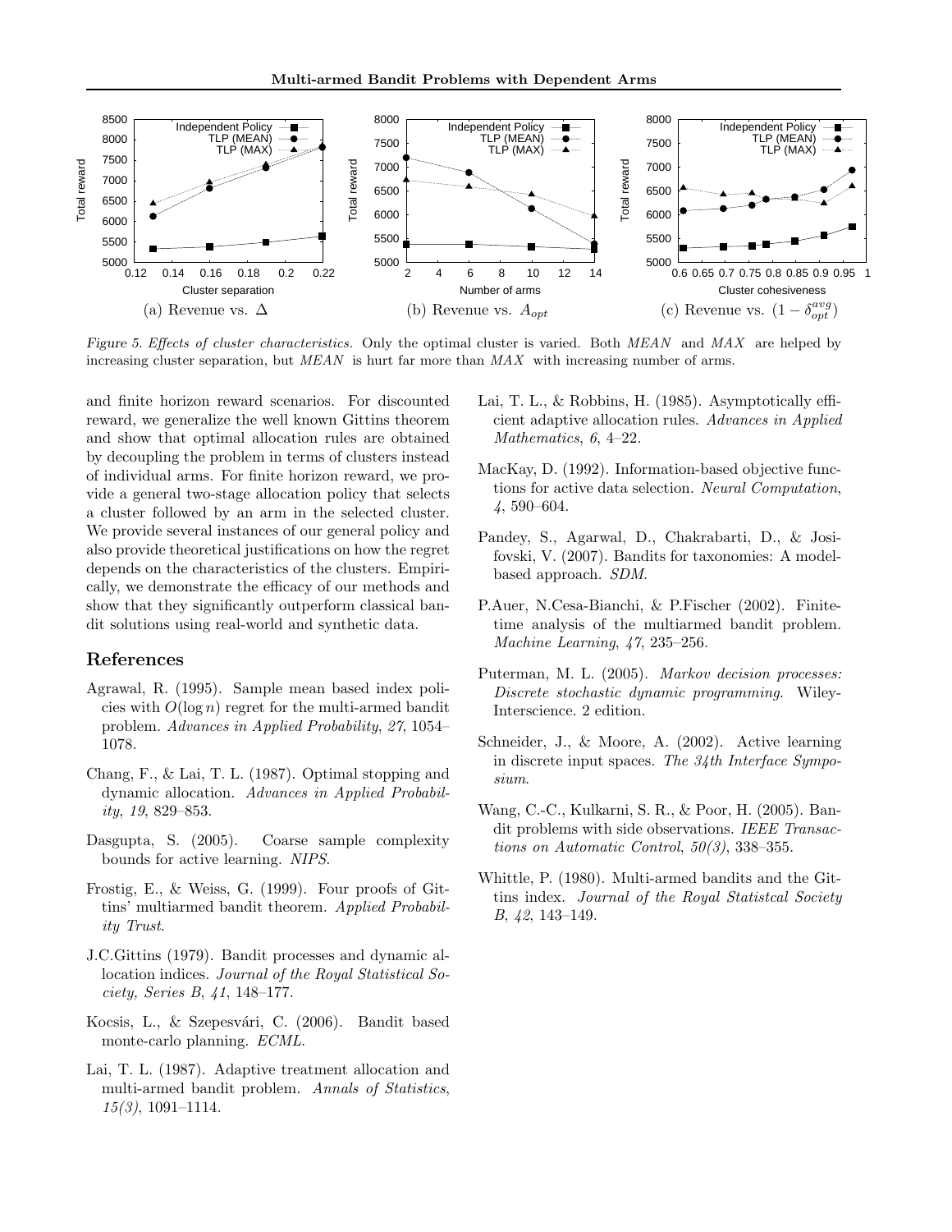8500
8000
7500
7000
6500
6000
5500
5000

Total reward

Independent Policy
TLP (MEAN)
TLP (MAX)

0.12 0.14 0.16 0.18 0.2 0.22

Cluster separation

(a) Revenue vs. $\Delta$

8000
7500
7000
6500
6000
5500
5000

Total reward

Independent Policy
TLP (MEAN)
TLP (MAX)

2 4 6 8 10 12 14

Number of arms

(b) Revenue vs. $A_{opt}$

8000
7500
7000
6500
6000
5500
5000

Total reward

Independent Policy
TLP (MEAN)
TLP (MAX)

0.6 0.65 0.7 0.75 0.8 0.85 0.9 0.95 1

Cluster cohesiveness

(c) Revenue vs. $(1 - \delta_{opt}^{avg})$

*Figure 5. Effects of cluster characteristics.* Only the optimal cluster is varied. Both *MEAN* and *MAX* are helped by increasing cluster separation, but *MEAN* is hurt far more than *MAX* with increasing number of arms.

and finite horizon reward scenarios. For discounted reward, we generalize the well known Gittins theorem and show that optimal allocation rules are obtained by decoupling the problem in terms of clusters instead of individual arms. For finite horizon reward, we provide a general two-stage allocation policy that selects a cluster followed by an arm in the selected cluster. We provide several instances of our general policy and also provide theoretical justifications on how the regret depends on the characteristics of the clusters. Empirically, we demonstrate the efficacy of our methods and show that they significantly outperform classical bandit solutions using real-world and synthetic data.

## References

Agrawal, R. (1995). Sample mean based index policies with $O(\log n)$ regret for the multi-armed bandit problem. *Advances in Applied Probability*, *27*, 1054–1078.

Chang, F., & Lai, T. L. (1987). Optimal stopping and dynamic allocation. *Advances in Applied Probability*, *19*, 829–853.

Dasgupta, S. (2005). Coarse sample complexity bounds for active learning. *NIPS*.

Frostig, E., & Weiss, G. (1999). Four proofs of Gittins' multiarmed bandit theorem. *Applied Probability Trust*.

J.C.Gittins (1979). Bandit processes and dynamic allocation indices. *Journal of the Royal Statistical Society, Series B*, *41*, 148–177.

Kocsis, L., & Szepesvári, C. (2006). Bandit based monte-carlo planning. *ECML*.

Lai, T. L. (1987). Adaptive treatment allocation and multi-armed bandit problem. *Annals of Statistics*, *15(3)*, 1091–1114.

Lai, T. L., & Robbins, H. (1985). Asymptotically efficient adaptive allocation rules. *Advances in Applied Mathematics*, *6*, 4–22.

MacKay, D. (1992). Information-based objective functions for active data selection. *Neural Computation*, *4*, 590–604.

Pandey, S., Agarwal, D., Chakrabarti, D., & Josifovski, V. (2007). Bandits for taxonomies: A model-based approach. *SDM*.

P.Auer, N.Cesa-Bianchi, & P.Fischer (2002). Finite-time analysis of the multiarmed bandit problem. *Machine Learning*, *47*, 235–256.

Puterman, M. L. (2005). *Markov decision processes: Discrete stochastic dynamic programming*. Wiley-Interscience. 2 edition.

Schneider, J., & Moore, A. (2002). Active learning in discrete input spaces. *The 34th Interface Symposium*.

Wang, C.-C., Kulkarni, S. R., & Poor, H. (2005). Bandit problems with side observations. *IEEE Transactions on Automatic Control*, *50(3)*, 338–355.

Whittle, P. (1980). Multi-armed bandits and the Gittins index. *Journal of the Royal Statistcal Society B*, *42*, 143–149.